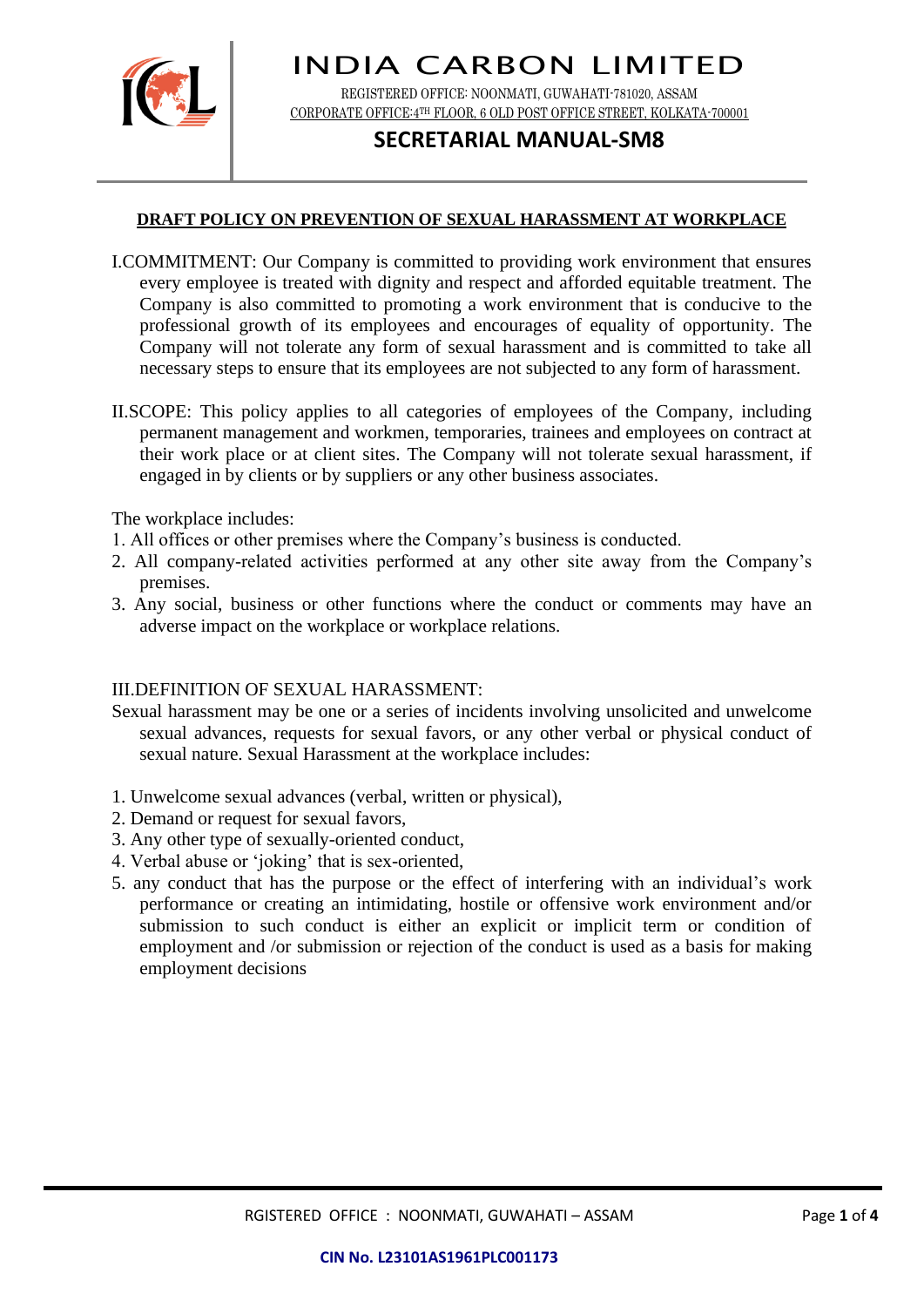# INDIA CARBON LIMITED

REGISTERED OFFICE: NOONMATI, GUWAHATI-781020, ASSAM
CORPORATE OFFICE:4TH FLOOR, 6 OLD POST OFFICE STREET, KOLKATA-700001

## SECRETARIAL MANUAL-SM8

### DRAFT POLICY ON PREVENTION OF SEXUAL HARASSMENT AT WORKPLACE

I.COMMITMENT: Our Company is committed to providing work environment that ensures every employee is treated with dignity and respect and afforded equitable treatment. The Company is also committed to promoting a work environment that is conducive to the professional growth of its employees and encourages of equality of opportunity. The Company will not tolerate any form of sexual harassment and is committed to take all necessary steps to ensure that its employees are not subjected to any form of harassment.

II.SCOPE: This policy applies to all categories of employees of the Company, including permanent management and workmen, temporaries, trainees and employees on contract at their work place or at client sites. The Company will not tolerate sexual harassment, if engaged in by clients or by suppliers or any other business associates.

The workplace includes:

1. All offices or other premises where the Company's business is conducted.
2. All company-related activities performed at any other site away from the Company's premises.
3. Any social, business or other functions where the conduct or comments may have an adverse impact on the workplace or workplace relations.

III.DEFINITION OF SEXUAL HARASSMENT:

Sexual harassment may be one or a series of incidents involving unsolicited and unwelcome sexual advances, requests for sexual favors, or any other verbal or physical conduct of sexual nature. Sexual Harassment at the workplace includes:

1. Unwelcome sexual advances (verbal, written or physical),
2. Demand or request for sexual favors,
3. Any other type of sexually-oriented conduct,
4. Verbal abuse or 'joking' that is sex-oriented,
5. any conduct that has the purpose or the effect of interfering with an individual's work performance or creating an intimidating, hostile or offensive work environment and/or submission to such conduct is either an explicit or implicit term or condition of employment and /or submission or rejection of the conduct is used as a basis for making employment decisions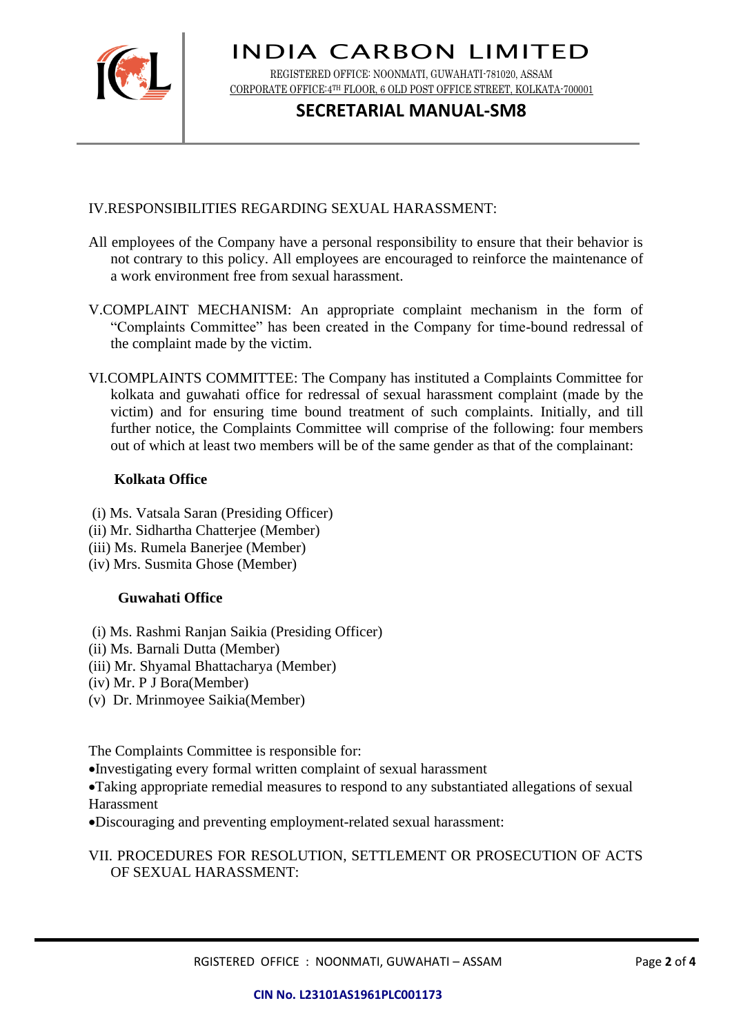IV.RESPONSIBILITIES REGARDING SEXUAL HARASSMENT:

All employees of the Company have a personal responsibility to ensure that their behavior is not contrary to this policy. All employees are encouraged to reinforce the maintenance of a work environment free from sexual harassment.

V.COMPLAINT MECHANISM: An appropriate complaint mechanism in the form of "Complaints Committee" has been created in the Company for time-bound redressal of the complaint made by the victim.

VI.COMPLAINTS COMMITTEE: The Company has instituted a Complaints Committee for kolkata and guwahati office for redressal of sexual harassment complaint (made by the victim) and for ensuring time bound treatment of such complaints. Initially, and till further notice, the Complaints Committee will comprise of the following: four members out of which at least two members will be of the same gender as that of the complainant:

**Kolkata Office**

(i) Ms. Vatsala Saran (Presiding Officer)
(ii) Mr. Sidhartha Chatterjee (Member)
(iii) Ms. Rumela Banerjee (Member)
(iv) Mrs. Susmita Ghose (Member)

**Guwahati Office**

(i) Ms. Rashmi Ranjan Saikia (Presiding Officer)
(ii) Ms. Barnali Dutta (Member)
(iii) Mr. Shyamal Bhattacharya (Member)
(iv) Mr. P J Bora(Member)
(v) Dr. Mrinmoyee Saikia(Member)

The Complaints Committee is responsible for:

- Investigating every formal written complaint of sexual harassment
- Taking appropriate remedial measures to respond to any substantiated allegations of sexual Harassment
- Discouraging and preventing employment-related sexual harassment:

VII. PROCEDURES FOR RESOLUTION, SETTLEMENT OR PROSECUTION OF ACTS OF SEXUAL HARASSMENT: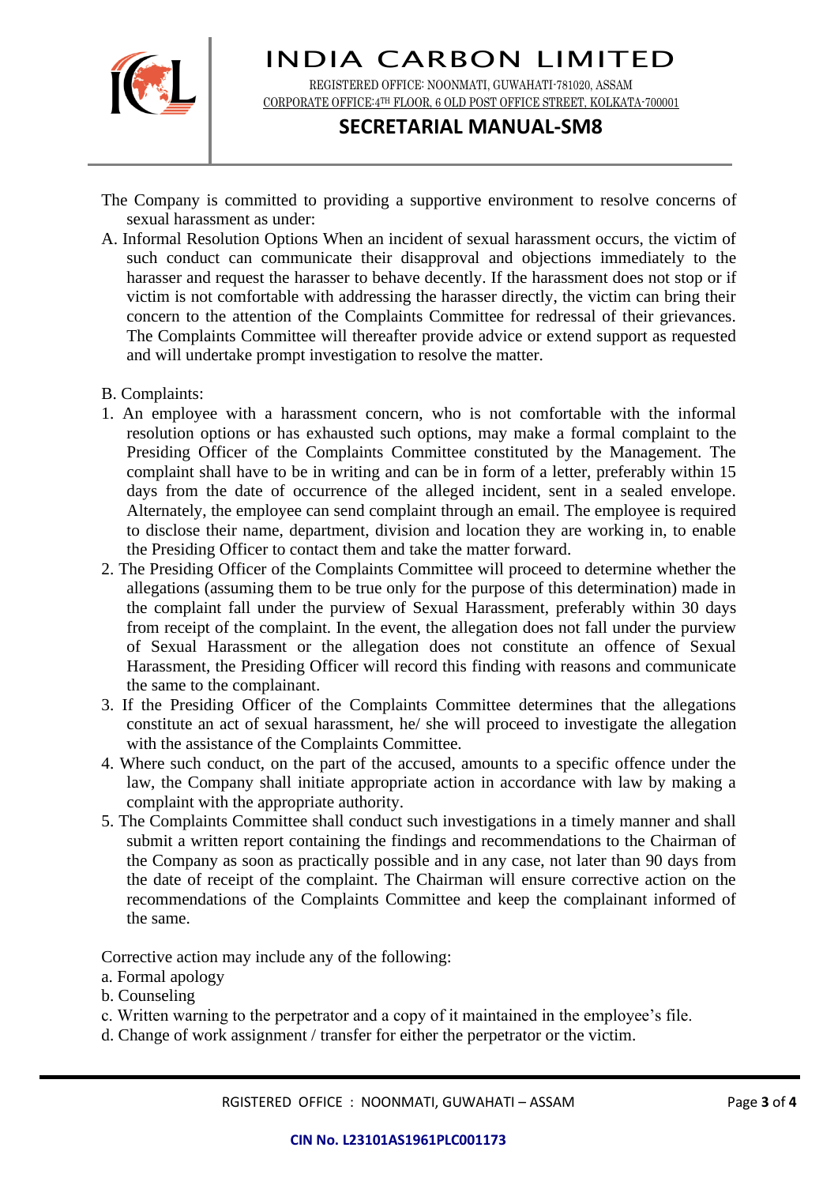The Company is committed to providing a supportive environment to resolve concerns of sexual harassment as under:

A. Informal Resolution Options When an incident of sexual harassment occurs, the victim of such conduct can communicate their disapproval and objections immediately to the harasser and request the harasser to behave decently. If the harassment does not stop or if victim is not comfortable with addressing the harasser directly, the victim can bring their concern to the attention of the Complaints Committee for redressal of their grievances. The Complaints Committee will thereafter provide advice or extend support as requested and will undertake prompt investigation to resolve the matter.

B. Complaints:

1. An employee with a harassment concern, who is not comfortable with the informal resolution options or has exhausted such options, may make a formal complaint to the Presiding Officer of the Complaints Committee constituted by the Management. The complaint shall have to be in writing and can be in form of a letter, preferably within 15 days from the date of occurrence of the alleged incident, sent in a sealed envelope. Alternately, the employee can send complaint through an email. The employee is required to disclose their name, department, division and location they are working in, to enable the Presiding Officer to contact them and take the matter forward.
2. The Presiding Officer of the Complaints Committee will proceed to determine whether the allegations (assuming them to be true only for the purpose of this determination) made in the complaint fall under the purview of Sexual Harassment, preferably within 30 days from receipt of the complaint. In the event, the allegation does not fall under the purview of Sexual Harassment or the allegation does not constitute an offence of Sexual Harassment, the Presiding Officer will record this finding with reasons and communicate the same to the complainant.
3. If the Presiding Officer of the Complaints Committee determines that the allegations constitute an act of sexual harassment, he/ she will proceed to investigate the allegation with the assistance of the Complaints Committee.
4. Where such conduct, on the part of the accused, amounts to a specific offence under the law, the Company shall initiate appropriate action in accordance with law by making a complaint with the appropriate authority.
5. The Complaints Committee shall conduct such investigations in a timely manner and shall submit a written report containing the findings and recommendations to the Chairman of the Company as soon as practically possible and in any case, not later than 90 days from the date of receipt of the complaint. The Chairman will ensure corrective action on the recommendations of the Complaints Committee and keep the complainant informed of the same.

Corrective action may include any of the following:

a. Formal apology
b. Counseling
c. Written warning to the perpetrator and a copy of it maintained in the employee's file.
d. Change of work assignment / transfer for either the perpetrator or the victim.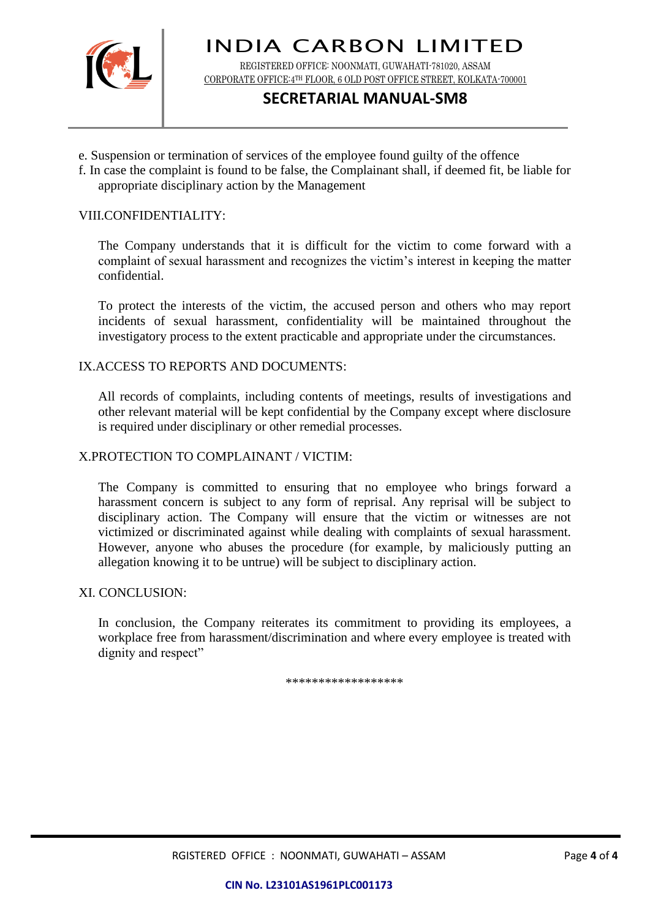e. Suspension or termination of services of the employee found guilty of the offence

f. In case the complaint is found to be false, the Complainant shall, if deemed fit, be liable for appropriate disciplinary action by the Management

VIII.CONFIDENTIALITY:

The Company understands that it is difficult for the victim to come forward with a complaint of sexual harassment and recognizes the victim's interest in keeping the matter confidential.

To protect the interests of the victim, the accused person and others who may report incidents of sexual harassment, confidentiality will be maintained throughout the investigatory process to the extent practicable and appropriate under the circumstances.

IX.ACCESS TO REPORTS AND DOCUMENTS:

All records of complaints, including contents of meetings, results of investigations and other relevant material will be kept confidential by the Company except where disclosure is required under disciplinary or other remedial processes.

X.PROTECTION TO COMPLAINANT / VICTIM:

The Company is committed to ensuring that no employee who brings forward a harassment concern is subject to any form of reprisal. Any reprisal will be subject to disciplinary action. The Company will ensure that the victim or witnesses are not victimized or discriminated against while dealing with complaints of sexual harassment. However, anyone who abuses the procedure (for example, by maliciously putting an allegation knowing it to be untrue) will be subject to disciplinary action.

XI. CONCLUSION:

In conclusion, the Company reiterates its commitment to providing its employees, a workplace free from harassment/discrimination and where every employee is treated with dignity and respect"

******************